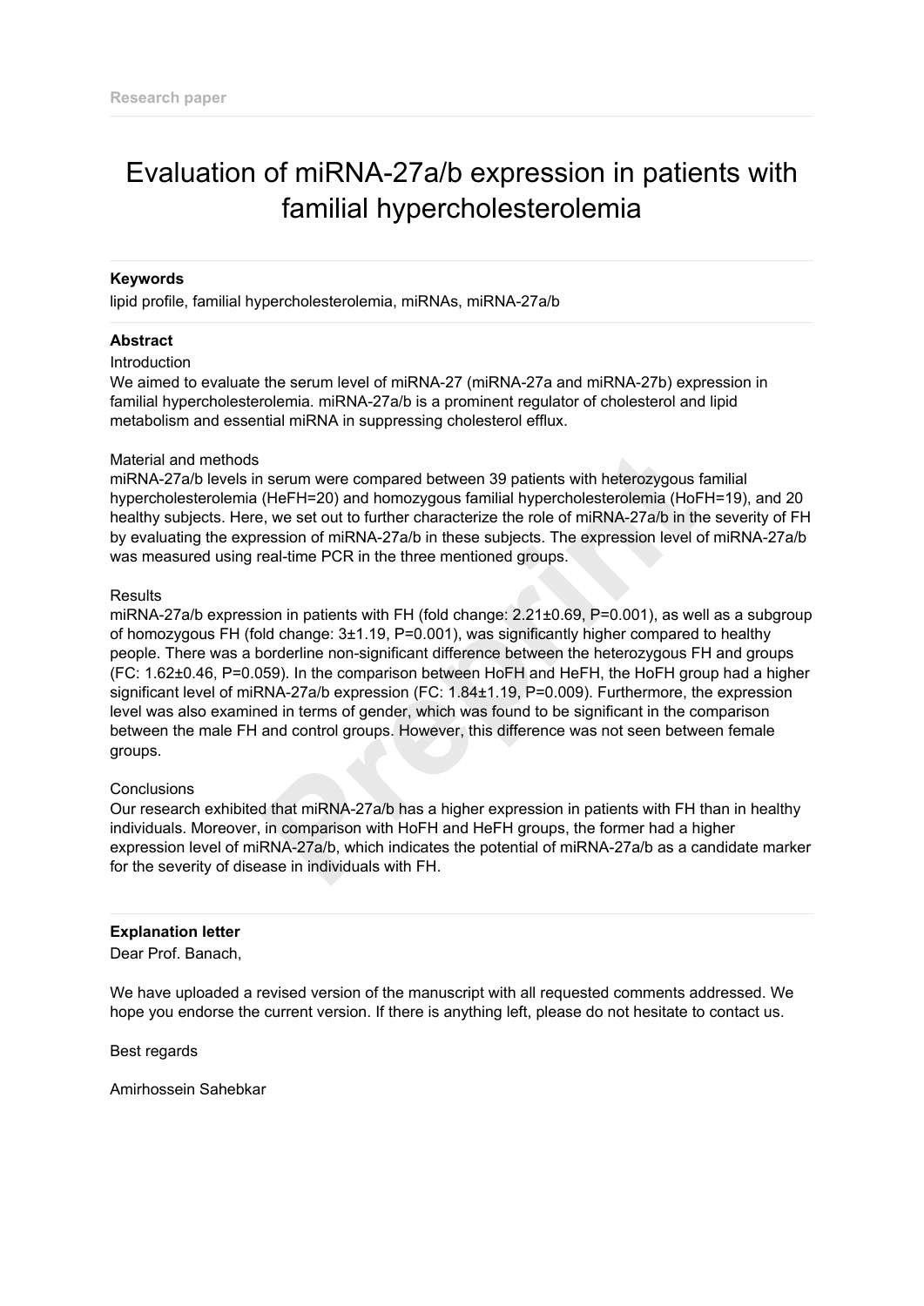Research paper

# Evaluation of miRNA-27a/b expression in patients with familial hypercholesterolemia

**Keywords**

lipid profile, familial hypercholesterolemia, miRNAs, miRNA-27a/b

**Abstract**

Introduction

We aimed to evaluate the serum level of miRNA-27 (miRNA-27a and miRNA-27b) expression in familial hypercholesterolemia. miRNA-27a/b is a prominent regulator of cholesterol and lipid metabolism and essential miRNA in suppressing cholesterol efflux.

Material and methods

miRNA-27a/b levels in serum were compared between 39 patients with heterozygous familial hypercholesterolemia (HeFH=20) and homozygous familial hypercholesterolemia (HoFH=19), and 20 healthy subjects. Here, we set out to further characterize the role of miRNA-27a/b in the severity of FH by evaluating the expression of miRNA-27a/b in these subjects. The expression level of miRNA-27a/b was measured using real-time PCR in the three mentioned groups.

Results

miRNA-27a/b expression in patients with FH (fold change: 2.21±0.69, P=0.001), as well as a subgroup of homozygous FH (fold change: 3±1.19, P=0.001), was significantly higher compared to healthy people. There was a borderline non-significant difference between the heterozygous FH and groups (FC: 1.62±0.46, P=0.059). In the comparison between HoFH and HeFH, the HoFH group had a higher significant level of miRNA-27a/b expression (FC: 1.84±1.19, P=0.009). Furthermore, the expression level was also examined in terms of gender, which was found to be significant in the comparison between the male FH and control groups. However, this difference was not seen between female groups.

Conclusions

Our research exhibited that miRNA-27a/b has a higher expression in patients with FH than in healthy individuals. Moreover, in comparison with HoFH and HeFH groups, the former had a higher expression level of miRNA-27a/b, which indicates the potential of miRNA-27a/b as a candidate marker for the severity of disease in individuals with FH.

**Explanation letter**

Dear Prof. Banach,

We have uploaded a revised version of the manuscript with all requested comments addressed. We hope you endorse the current version. If there is anything left, please do not hesitate to contact us.

Best regards

Amirhossein Sahebkar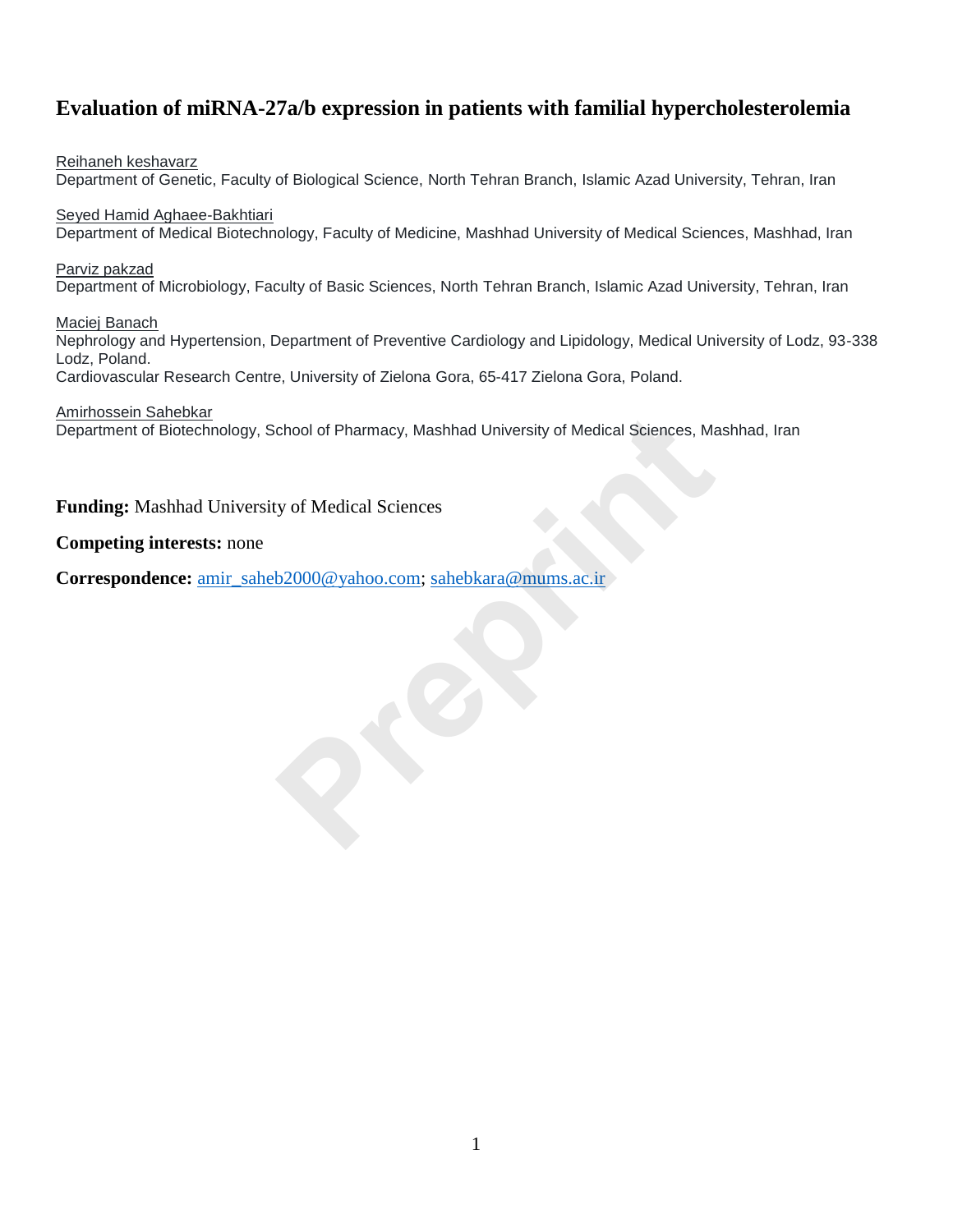# Evaluation of miRNA-27a/b expression in patients with familial hypercholesterolemia

Reihaneh keshavarz
Department of Genetic, Faculty of Biological Science, North Tehran Branch, Islamic Azad University, Tehran, Iran

Seyed Hamid Aghaee-Bakhtiari
Department of Medical Biotechnology, Faculty of Medicine, Mashhad University of Medical Sciences, Mashhad, Iran

Parviz pakzad
Department of Microbiology, Faculty of Basic Sciences, North Tehran Branch, Islamic Azad University, Tehran, Iran

Maciej Banach
Nephrology and Hypertension, Department of Preventive Cardiology and Lipidology, Medical University of Lodz, 93-338 Lodz, Poland.
Cardiovascular Research Centre, University of Zielona Gora, 65-417 Zielona Gora, Poland.

Amirhossein Sahebkar
Department of Biotechnology, School of Pharmacy, Mashhad University of Medical Sciences, Mashhad, Iran

**Funding:** Mashhad University of Medical Sciences

**Competing interests:** none

**Correspondence:** amir_saheb2000@yahoo.com; sahebkara@mums.ac.ir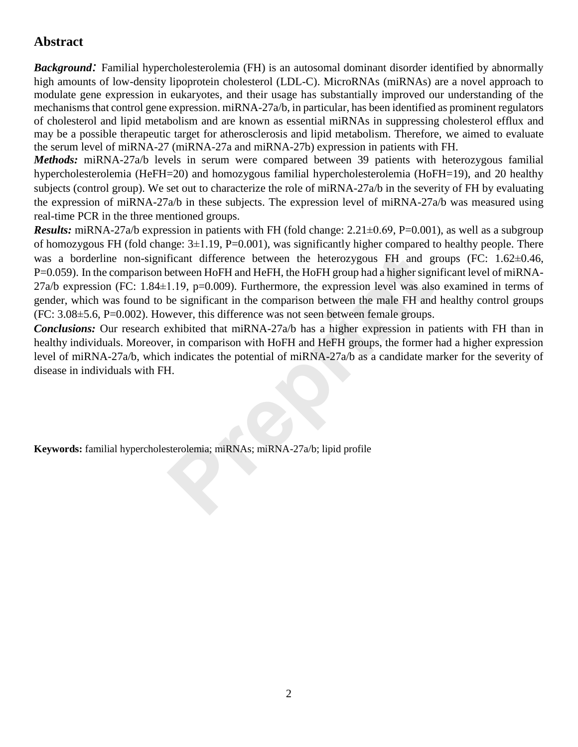## Abstract

***Background:*** Familial hypercholesterolemia (FH) is an autosomal dominant disorder identified by abnormally high amounts of low-density lipoprotein cholesterol (LDL-C). MicroRNAs (miRNAs) are a novel approach to modulate gene expression in eukaryotes, and their usage has substantially improved our understanding of the mechanisms that control gene expression. miRNA-27a/b, in particular, has been identified as prominent regulators of cholesterol and lipid metabolism and are known as essential miRNAs in suppressing cholesterol efflux and may be a possible therapeutic target for atherosclerosis and lipid metabolism. Therefore, we aimed to evaluate the serum level of miRNA-27 (miRNA-27a and miRNA-27b) expression in patients with FH.

***Methods:*** miRNA-27a/b levels in serum were compared between 39 patients with heterozygous familial hypercholesterolemia (HeFH=20) and homozygous familial hypercholesterolemia (HoFH=19), and 20 healthy subjects (control group). We set out to characterize the role of miRNA-27a/b in the severity of FH by evaluating the expression of miRNA-27a/b in these subjects. The expression level of miRNA-27a/b was measured using real-time PCR in the three mentioned groups.

***Results:*** miRNA-27a/b expression in patients with FH (fold change: 2.21±0.69, P=0.001), as well as a subgroup of homozygous FH (fold change: 3±1.19, P=0.001), was significantly higher compared to healthy people. There was a borderline non-significant difference between the heterozygous FH and groups (FC: 1.62±0.46, P=0.059). In the comparison between HoFH and HeFH, the HoFH group had a higher significant level of miRNA-27a/b expression (FC: 1.84±1.19, p=0.009). Furthermore, the expression level was also examined in terms of gender, which was found to be significant in the comparison between the male FH and healthy control groups (FC: 3.08±5.6, P=0.002). However, this difference was not seen between female groups.

***Conclusions:*** Our research exhibited that miRNA-27a/b has a higher expression in patients with FH than in healthy individuals. Moreover, in comparison with HoFH and HeFH groups, the former had a higher expression level of miRNA-27a/b, which indicates the potential of miRNA-27a/b as a candidate marker for the severity of disease in individuals with FH.

**Keywords:** familial hypercholesterolemia; miRNAs; miRNA-27a/b; lipid profile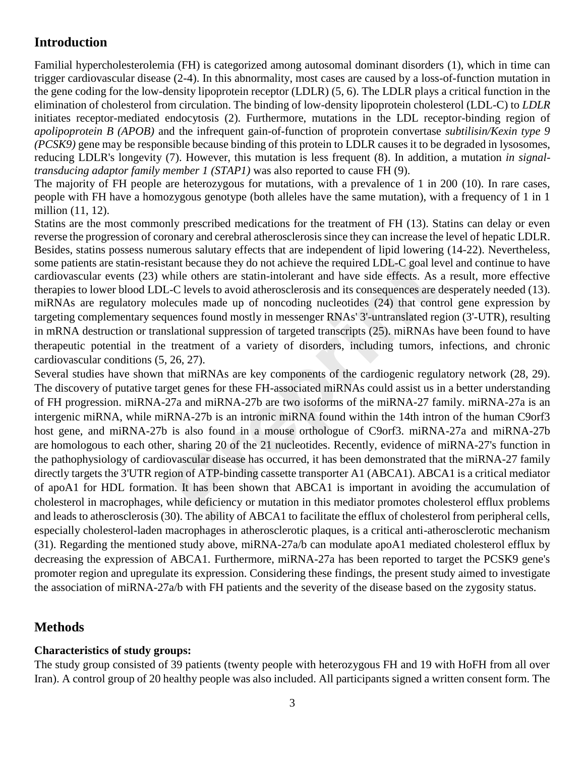## Introduction

Familial hypercholesterolemia (FH) is categorized among autosomal dominant disorders (1), which in time can trigger cardiovascular disease (2-4). In this abnormality, most cases are caused by a loss-of-function mutation in the gene coding for the low-density lipoprotein receptor (LDLR) (5, 6). The LDLR plays a critical function in the elimination of cholesterol from circulation. The binding of low-density lipoprotein cholesterol (LDL-C) to *LDLR* initiates receptor-mediated endocytosis (2). Furthermore, mutations in the LDL receptor-binding region of *apolipoprotein B (APOB)* and the infrequent gain-of-function of proprotein convertase *subtilisin/Kexin type 9 (PCSK9)* gene may be responsible because binding of this protein to LDLR causes it to be degraded in lysosomes, reducing LDLR's longevity (7). However, this mutation is less frequent (8). In addition, a mutation *in signal-transducing adaptor family member 1 (STAP1)* was also reported to cause FH (9).

The majority of FH people are heterozygous for mutations, with a prevalence of 1 in 200 (10). In rare cases, people with FH have a homozygous genotype (both alleles have the same mutation), with a frequency of 1 in 1 million (11, 12).

Statins are the most commonly prescribed medications for the treatment of FH (13). Statins can delay or even reverse the progression of coronary and cerebral atherosclerosis since they can increase the level of hepatic LDLR. Besides, statins possess numerous salutary effects that are independent of lipid lowering (14-22). Nevertheless, some patients are statin-resistant because they do not achieve the required LDL-C goal level and continue to have cardiovascular events (23) while others are statin-intolerant and have side effects. As a result, more effective therapies to lower blood LDL-C levels to avoid atherosclerosis and its consequences are desperately needed (13). miRNAs are regulatory molecules made up of noncoding nucleotides (24) that control gene expression by targeting complementary sequences found mostly in messenger RNAs' 3'-untranslated region (3'-UTR), resulting in mRNA destruction or translational suppression of targeted transcripts (25). miRNAs have been found to have therapeutic potential in the treatment of a variety of disorders, including tumors, infections, and chronic cardiovascular conditions (5, 26, 27).

Several studies have shown that miRNAs are key components of the cardiogenic regulatory network (28, 29). The discovery of putative target genes for these FH-associated miRNAs could assist us in a better understanding of FH progression. miRNA-27a and miRNA-27b are two isoforms of the miRNA-27 family. miRNA-27a is an intergenic miRNA, while miRNA-27b is an intronic miRNA found within the 14th intron of the human C9orf3 host gene, and miRNA-27b is also found in a mouse orthologue of C9orf3. miRNA-27a and miRNA-27b are homologous to each other, sharing 20 of the 21 nucleotides. Recently, evidence of miRNA-27's function in the pathophysiology of cardiovascular disease has occurred, it has been demonstrated that the miRNA-27 family directly targets the 3'UTR region of ATP-binding cassette transporter A1 (ABCA1). ABCA1 is a critical mediator of apoA1 for HDL formation. It has been shown that ABCA1 is important in avoiding the accumulation of cholesterol in macrophages, while deficiency or mutation in this mediator promotes cholesterol efflux problems and leads to atherosclerosis (30). The ability of ABCA1 to facilitate the efflux of cholesterol from peripheral cells, especially cholesterol-laden macrophages in atherosclerotic plaques, is a critical anti-atherosclerotic mechanism (31). Regarding the mentioned study above, miRNA-27a/b can modulate apoA1 mediated cholesterol efflux by decreasing the expression of ABCA1. Furthermore, miRNA-27a has been reported to target the PCSK9 gene's promoter region and upregulate its expression. Considering these findings, the present study aimed to investigate the association of miRNA-27a/b with FH patients and the severity of the disease based on the zygosity status.

## Methods

**Characteristics of study groups:**

The study group consisted of 39 patients (twenty people with heterozygous FH and 19 with HoFH from all over Iran). A control group of 20 healthy people was also included. All participants signed a written consent form. The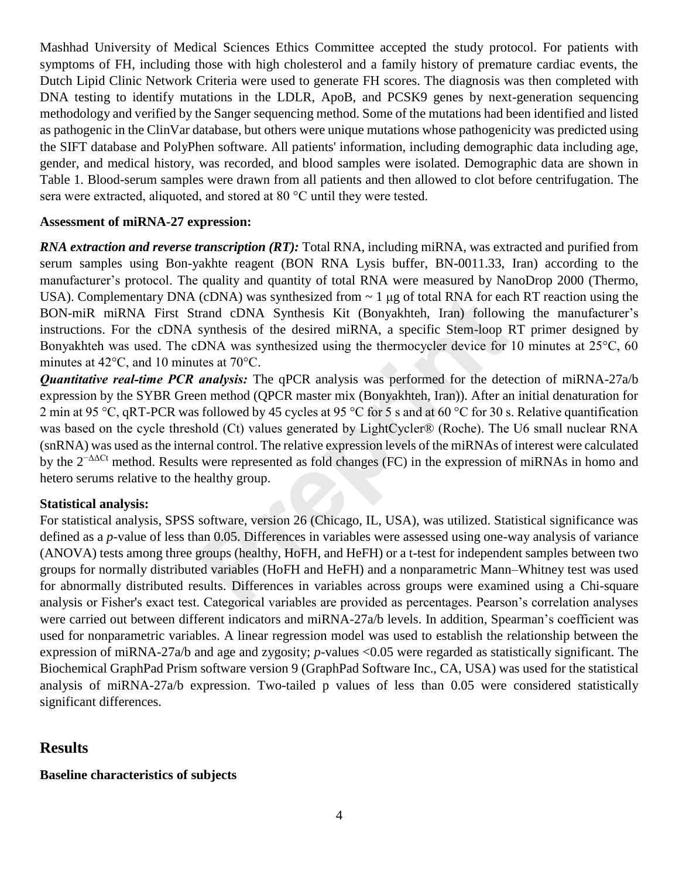Mashhad University of Medical Sciences Ethics Committee accepted the study protocol. For patients with symptoms of FH, including those with high cholesterol and a family history of premature cardiac events, the Dutch Lipid Clinic Network Criteria were used to generate FH scores. The diagnosis was then completed with DNA testing to identify mutations in the LDLR, ApoB, and PCSK9 genes by next-generation sequencing methodology and verified by the Sanger sequencing method. Some of the mutations had been identified and listed as pathogenic in the ClinVar database, but others were unique mutations whose pathogenicity was predicted using the SIFT database and PolyPhen software. All patients' information, including demographic data including age, gender, and medical history, was recorded, and blood samples were isolated. Demographic data are shown in Table 1. Blood-serum samples were drawn from all patients and then allowed to clot before centrifugation. The sera were extracted, aliquoted, and stored at 80 °C until they were tested.

**Assessment of miRNA-27 expression:**

***RNA extraction and reverse transcription (RT):*** Total RNA, including miRNA, was extracted and purified from serum samples using Bon-yakhte reagent (BON RNA Lysis buffer, BN-0011.33, Iran) according to the manufacturer's protocol. The quality and quantity of total RNA were measured by NanoDrop 2000 (Thermo, USA). Complementary DNA (cDNA) was synthesized from ~ 1 μg of total RNA for each RT reaction using the BON-miR miRNA First Strand cDNA Synthesis Kit (Bonyakhteh, Iran) following the manufacturer's instructions. For the cDNA synthesis of the desired miRNA, a specific Stem-loop RT primer designed by Bonyakhteh was used. The cDNA was synthesized using the thermocycler device for 10 minutes at 25°C, 60 minutes at 42°C, and 10 minutes at 70°C.

***Quantitative real-time PCR analysis:*** The qPCR analysis was performed for the detection of miRNA-27a/b expression by the SYBR Green method (QPCR master mix (Bonyakhteh, Iran)). After an initial denaturation for 2 min at 95 °C, qRT-PCR was followed by 45 cycles at 95 °C for 5 s and at 60 °C for 30 s. Relative quantification was based on the cycle threshold (Ct) values generated by LightCycler® (Roche). The U6 small nuclear RNA (snRNA) was used as the internal control. The relative expression levels of the miRNAs of interest were calculated by the $2^{-\Delta\Delta Ct}$ method. Results were represented as fold changes (FC) in the expression of miRNAs in homo and hetero serums relative to the healthy group.

**Statistical analysis:**

For statistical analysis, SPSS software, version 26 (Chicago, IL, USA), was utilized. Statistical significance was defined as a *p*-value of less than 0.05. Differences in variables were assessed using one-way analysis of variance (ANOVA) tests among three groups (healthy, HoFH, and HeFH) or a t-test for independent samples between two groups for normally distributed variables (HoFH and HeFH) and a nonparametric Mann–Whitney test was used for abnormally distributed results. Differences in variables across groups were examined using a Chi-square analysis or Fisher's exact test. Categorical variables are provided as percentages. Pearson's correlation analyses were carried out between different indicators and miRNA-27a/b levels. In addition, Spearman's coefficient was used for nonparametric variables. A linear regression model was used to establish the relationship between the expression of miRNA-27a/b and age and zygosity; *p*-values <0.05 were regarded as statistically significant. The Biochemical GraphPad Prism software version 9 (GraphPad Software Inc., CA, USA) was used for the statistical analysis of miRNA-27a/b expression. Two-tailed p values of less than 0.05 were considered statistically significant differences.

## Results

**Baseline characteristics of subjects**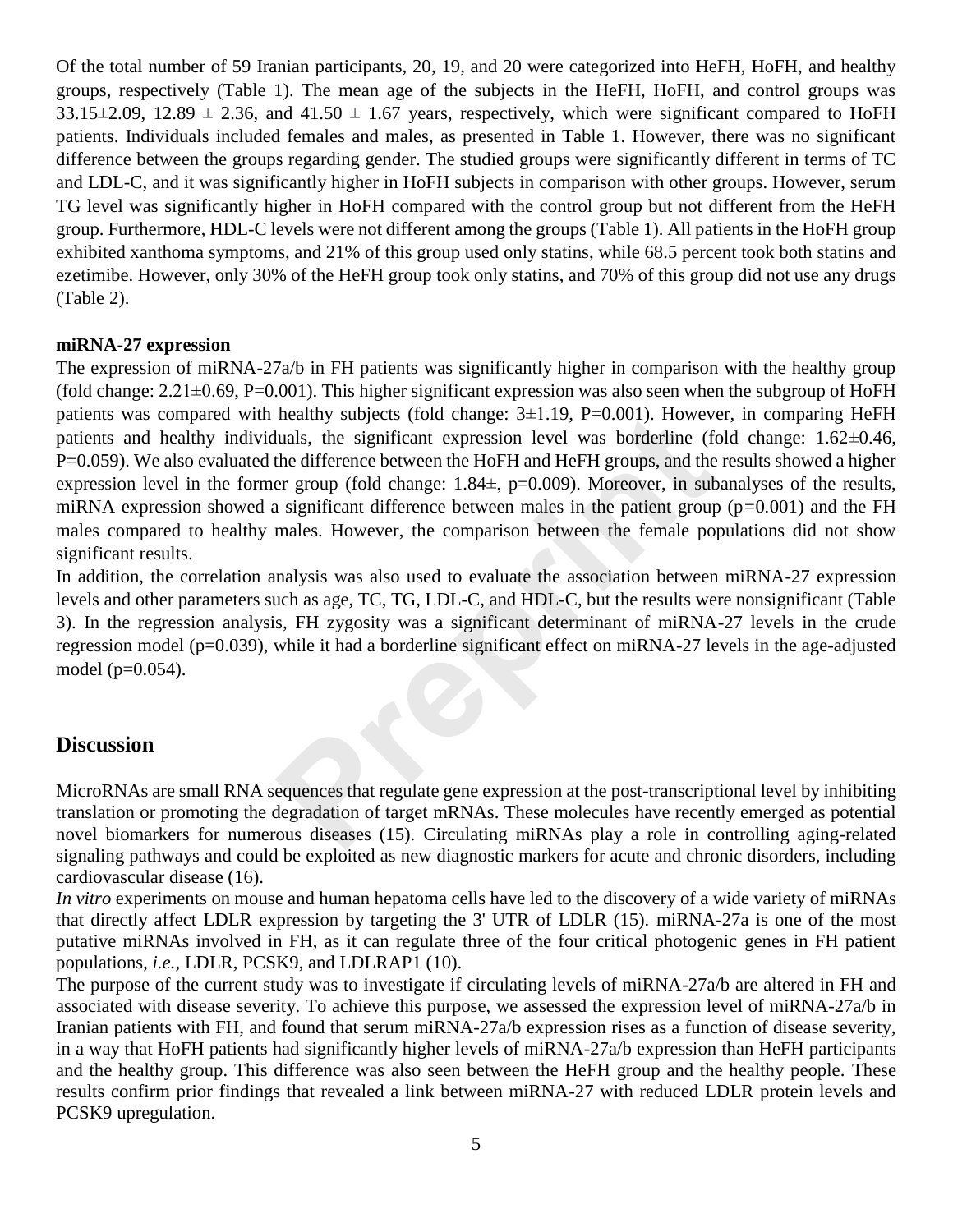Of the total number of 59 Iranian participants, 20, 19, and 20 were categorized into HeFH, HoFH, and healthy groups, respectively (Table 1). The mean age of the subjects in the HeFH, HoFH, and control groups was 33.15±2.09, 12.89 ± 2.36, and 41.50 ± 1.67 years, respectively, which were significant compared to HoFH patients. Individuals included females and males, as presented in Table 1. However, there was no significant difference between the groups regarding gender. The studied groups were significantly different in terms of TC and LDL-C, and it was significantly higher in HoFH subjects in comparison with other groups. However, serum TG level was significantly higher in HoFH compared with the control group but not different from the HeFH group. Furthermore, HDL-C levels were not different among the groups (Table 1). All patients in the HoFH group exhibited xanthoma symptoms, and 21% of this group used only statins, while 68.5 percent took both statins and ezetimibe. However, only 30% of the HeFH group took only statins, and 70% of this group did not use any drugs (Table 2).

**miRNA-27 expression**

The expression of miRNA-27a/b in FH patients was significantly higher in comparison with the healthy group (fold change: 2.21±0.69, P=0.001). This higher significant expression was also seen when the subgroup of HoFH patients was compared with healthy subjects (fold change: 3±1.19, P=0.001). However, in comparing HeFH patients and healthy individuals, the significant expression level was borderline (fold change: 1.62±0.46, P=0.059). We also evaluated the difference between the HoFH and HeFH groups, and the results showed a higher expression level in the former group (fold change: 1.84±, p=0.009). Moreover, in subanalyses of the results, miRNA expression showed a significant difference between males in the patient group (p=0.001) and the FH males compared to healthy males. However, the comparison between the female populations did not show significant results.

In addition, the correlation analysis was also used to evaluate the association between miRNA-27 expression levels and other parameters such as age, TC, TG, LDL-C, and HDL-C, but the results were nonsignificant (Table 3). In the regression analysis, FH zygosity was a significant determinant of miRNA-27 levels in the crude regression model (p=0.039), while it had a borderline significant effect on miRNA-27 levels in the age-adjusted model (p=0.054).

## Discussion

MicroRNAs are small RNA sequences that regulate gene expression at the post-transcriptional level by inhibiting translation or promoting the degradation of target mRNAs. These molecules have recently emerged as potential novel biomarkers for numerous diseases (15). Circulating miRNAs play a role in controlling aging-related signaling pathways and could be exploited as new diagnostic markers for acute and chronic disorders, including cardiovascular disease (16).

*In vitro* experiments on mouse and human hepatoma cells have led to the discovery of a wide variety of miRNAs that directly affect LDLR expression by targeting the 3' UTR of LDLR (15). miRNA-27a is one of the most putative miRNAs involved in FH, as it can regulate three of the four critical photogenic genes in FH patient populations, *i.e.,* LDLR, PCSK9, and LDLRAP1 (10).

The purpose of the current study was to investigate if circulating levels of miRNA-27a/b are altered in FH and associated with disease severity. To achieve this purpose, we assessed the expression level of miRNA-27a/b in Iranian patients with FH, and found that serum miRNA-27a/b expression rises as a function of disease severity, in a way that HoFH patients had significantly higher levels of miRNA-27a/b expression than HeFH participants and the healthy group. This difference was also seen between the HeFH group and the healthy people. These results confirm prior findings that revealed a link between miRNA-27 with reduced LDLR protein levels and PCSK9 upregulation.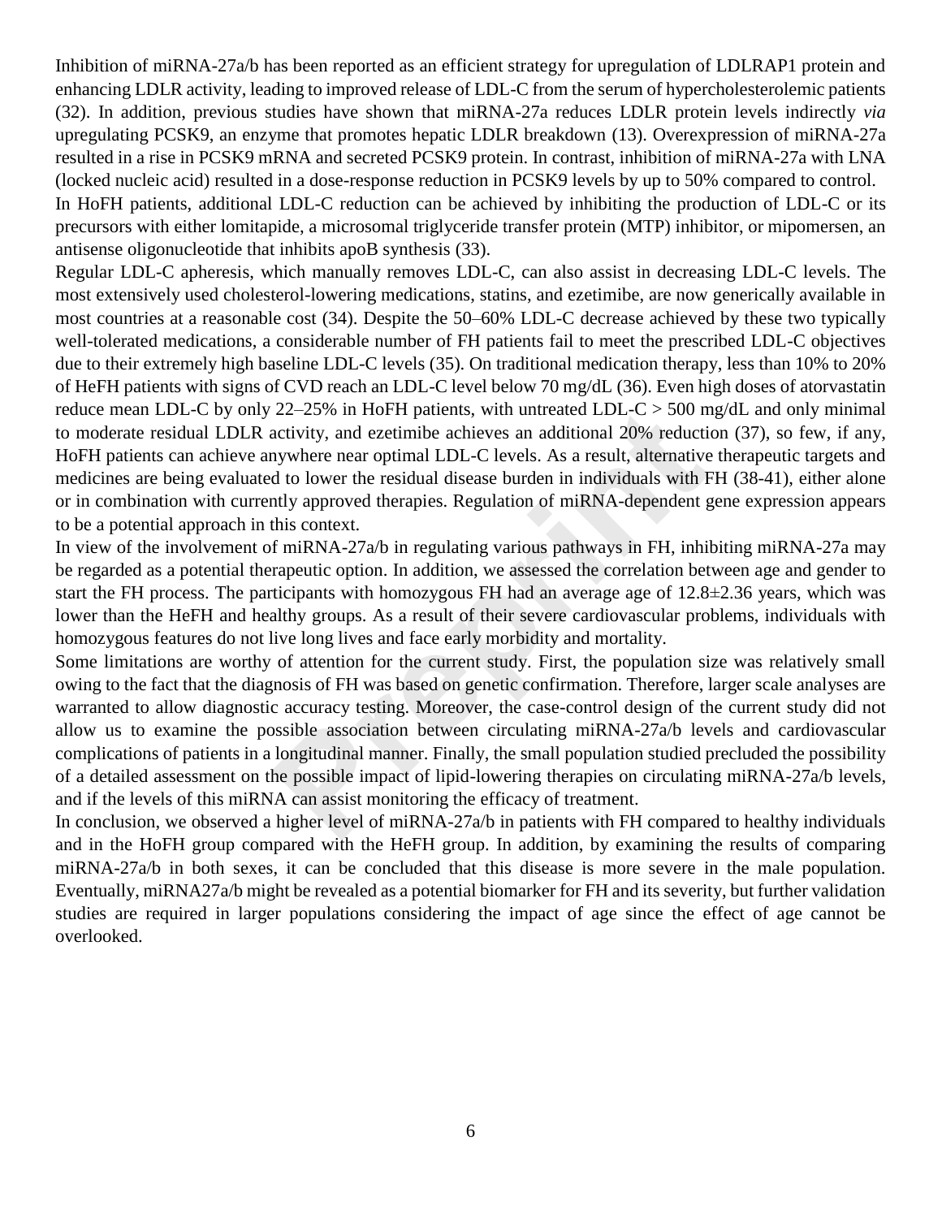Inhibition of miRNA-27a/b has been reported as an efficient strategy for upregulation of LDLRAP1 protein and enhancing LDLR activity, leading to improved release of LDL-C from the serum of hypercholesterolemic patients (32). In addition, previous studies have shown that miRNA-27a reduces LDLR protein levels indirectly *via* upregulating PCSK9, an enzyme that promotes hepatic LDLR breakdown (13). Overexpression of miRNA-27a resulted in a rise in PCSK9 mRNA and secreted PCSK9 protein. In contrast, inhibition of miRNA-27a with LNA (locked nucleic acid) resulted in a dose-response reduction in PCSK9 levels by up to 50% compared to control.

In HoFH patients, additional LDL-C reduction can be achieved by inhibiting the production of LDL-C or its precursors with either lomitapide, a microsomal triglyceride transfer protein (MTP) inhibitor, or mipomersen, an antisense oligonucleotide that inhibits apoB synthesis (33).

Regular LDL-C apheresis, which manually removes LDL-C, can also assist in decreasing LDL-C levels. The most extensively used cholesterol-lowering medications, statins, and ezetimibe, are now generically available in most countries at a reasonable cost (34). Despite the 50–60% LDL-C decrease achieved by these two typically well-tolerated medications, a considerable number of FH patients fail to meet the prescribed LDL-C objectives due to their extremely high baseline LDL-C levels (35). On traditional medication therapy, less than 10% to 20% of HeFH patients with signs of CVD reach an LDL-C level below 70 mg/dL (36). Even high doses of atorvastatin reduce mean LDL-C by only 22–25% in HoFH patients, with untreated LDL-C > 500 mg/dL and only minimal to moderate residual LDLR activity, and ezetimibe achieves an additional 20% reduction (37), so few, if any, HoFH patients can achieve anywhere near optimal LDL-C levels. As a result, alternative therapeutic targets and medicines are being evaluated to lower the residual disease burden in individuals with FH (38-41), either alone or in combination with currently approved therapies. Regulation of miRNA-dependent gene expression appears to be a potential approach in this context.

In view of the involvement of miRNA-27a/b in regulating various pathways in FH, inhibiting miRNA-27a may be regarded as a potential therapeutic option. In addition, we assessed the correlation between age and gender to start the FH process. The participants with homozygous FH had an average age of 12.8±2.36 years, which was lower than the HeFH and healthy groups. As a result of their severe cardiovascular problems, individuals with homozygous features do not live long lives and face early morbidity and mortality.

Some limitations are worthy of attention for the current study. First, the population size was relatively small owing to the fact that the diagnosis of FH was based on genetic confirmation. Therefore, larger scale analyses are warranted to allow diagnostic accuracy testing. Moreover, the case-control design of the current study did not allow us to examine the possible association between circulating miRNA-27a/b levels and cardiovascular complications of patients in a longitudinal manner. Finally, the small population studied precluded the possibility of a detailed assessment on the possible impact of lipid-lowering therapies on circulating miRNA-27a/b levels, and if the levels of this miRNA can assist monitoring the efficacy of treatment.

In conclusion, we observed a higher level of miRNA-27a/b in patients with FH compared to healthy individuals and in the HoFH group compared with the HeFH group. In addition, by examining the results of comparing miRNA-27a/b in both sexes, it can be concluded that this disease is more severe in the male population. Eventually, miRNA27a/b might be revealed as a potential biomarker for FH and its severity, but further validation studies are required in larger populations considering the impact of age since the effect of age cannot be overlooked.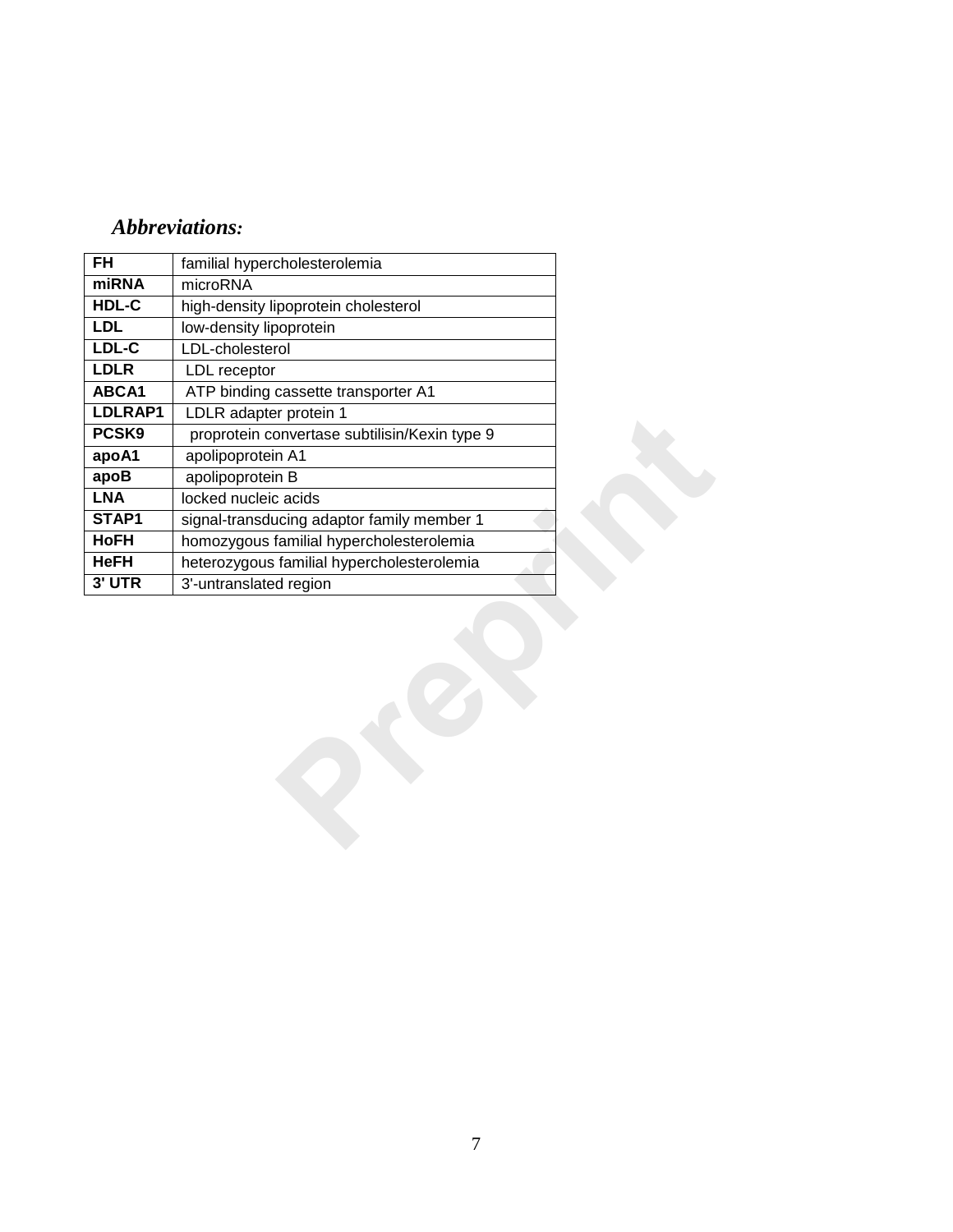***Abbreviations:***

| | |
|---|---|
| **FH** | familial hypercholesterolemia |
| **miRNA** | microRNA |
| **HDL-C** | high-density lipoprotein cholesterol |
| **LDL** | low-density lipoprotein |
| **LDL-C** | LDL-cholesterol |
| **LDLR** | LDL receptor |
| **ABCA1** | ATP binding cassette transporter A1 |
| **LDLRAP1** | LDLR adapter protein 1 |
| **PCSK9** | proprotein convertase subtilisin/Kexin type 9 |
| **apoA1** | apolipoprotein A1 |
| **apoB** | apolipoprotein B |
| **LNA** | locked nucleic acids |
| **STAP1** | signal-transducing adaptor family member 1 |
| **HoFH** | homozygous familial hypercholesterolemia |
| **HeFH** | heterozygous familial hypercholesterolemia |
| **3' UTR** | 3'-untranslated region |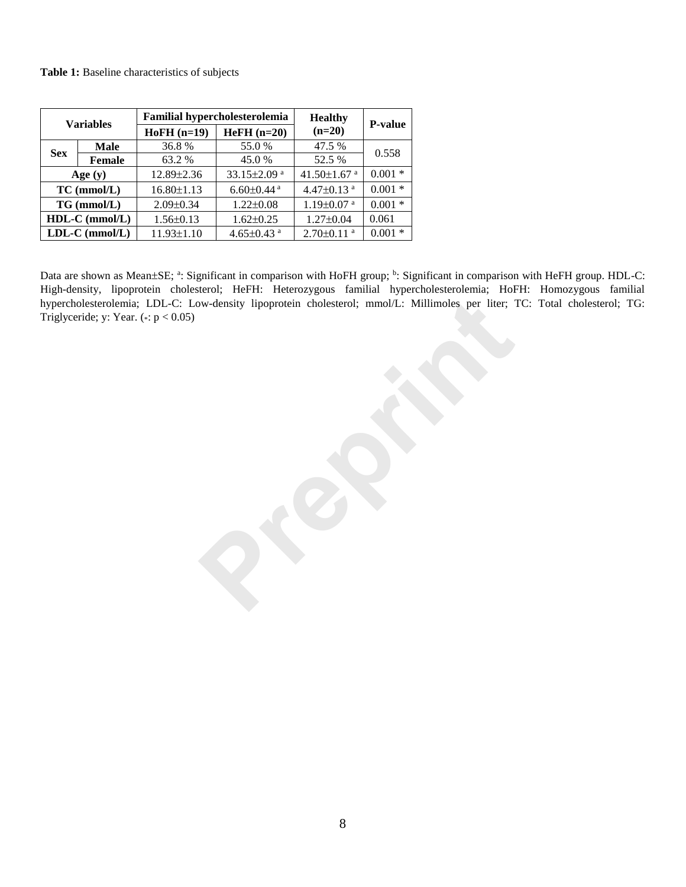**Table 1:** Baseline characteristics of subjects

| Variables | | Familial hypercholesterolemia | | Healthy (n=20) | P-value |
|---|---|---|---|---|---|
| | | HoFH (n=19) | HeFH (n=20) | | |
| Sex | Male | 36.8 % | 55.0 % | 47.5 % | 0.558 |
| | Female | 63.2 % | 45.0 % | 52.5 % | |
| Age (y) | | 12.89±2.36 | 33.15±2.09 [a] | 41.50±1.67 [a] | 0.001 * |
| TC (mmol/L) | | 16.80±1.13 | 6.60±0.44 [a] | 4.47±0.13 [a] | 0.001 * |
| TG (mmol/L) | | 2.09±0.34 | 1.22±0.08 | 1.19±0.07 [a] | 0.001 * |
| HDL-C (mmol/L) | | 1.56±0.13 | 1.62±0.25 | 1.27±0.04 | 0.061 |
| LDL-C (mmol/L) | | 11.93±1.10 | 4.65±0.43 [a] | 2.70±0.11 [a] | 0.001 * |

Data are shown as Mean±SE; [a]: Significant in comparison with HoFH group; [b]: Significant in comparison with HeFH group. HDL-C: High-density, lipoprotein cholesterol; HeFH: Heterozygous familial hypercholesterolemia; HoFH: Homozygous familial hypercholesterolemia; LDL-C: Low-density lipoprotein cholesterol; mmol/L: Millimoles per liter; TC: Total cholesterol; TG: Triglyceride; y: Year. (*: $p < 0.05$)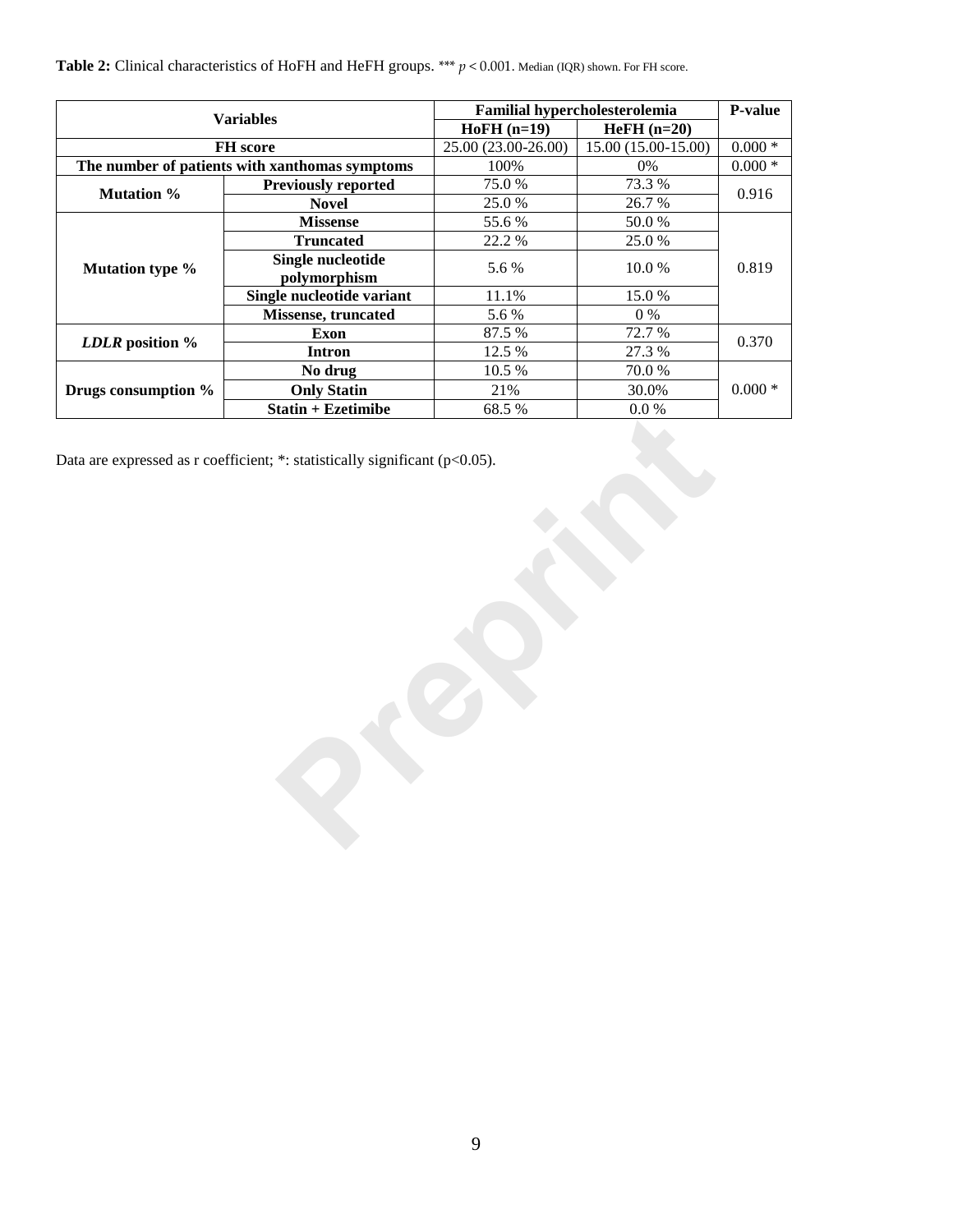**Table 2:** Clinical characteristics of HoFH and HeFH groups. *** $p < 0.001$. Median (IQR) shown. For FH score.

| Variables | | Familial hypercholesterolemia | | P-value |
|---|---|---|---|---|
| | | **HoFH (n=19)** | **HeFH (n=20)** | |
| **FH score** | | 25.00 (23.00-26.00) | 15.00 (15.00-15.00) | 0.000 * |
| **The number of patients with xanthomas symptoms** | | 100% | 0% | 0.000 * |
| **Mutation %** | **Previously reported** | 75.0 % | 73.3 % | 0.916 |
| | **Novel** | 25.0 % | 26.7 % | |
| **Mutation type %** | **Missense** | 55.6 % | 50.0 % | 0.819 |
| | **Truncated** | 22.2 % | 25.0 % | |
| | **Single nucleotide polymorphism** | 5.6 % | 10.0 % | |
| | **Single nucleotide variant** | 11.1% | 15.0 % | |
| | **Missense, truncated** | 5.6 % | 0 % | |
| ***LDLR* position %** | **Exon** | 87.5 % | 72.7 % | 0.370 |
| | **Intron** | 12.5 % | 27.3 % | |
| **Drugs consumption %** | **No drug** | 10.5 % | 70.0 % | 0.000 * |
| | **Only Statin** | 21% | 30.0% | |
| | **Statin + Ezetimibe** | 68.5 % | 0.0 % | |

Data are expressed as r coefficient; *: statistically significant ($p<0.05$).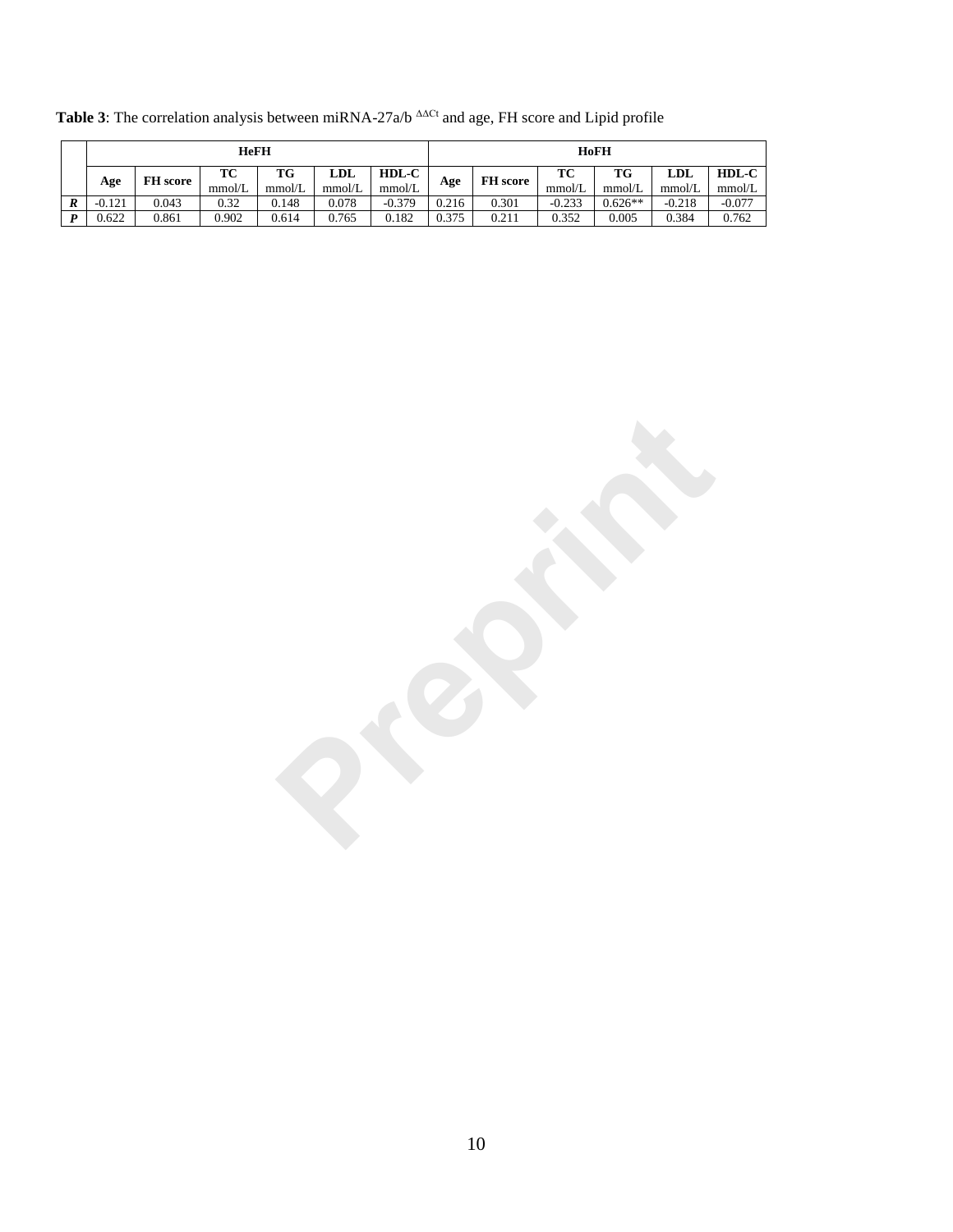**Table 3**: The correlation analysis between miRNA-27a/b $^{\Delta\Delta Ct}$ and age, FH score and Lipid profile

| | HeFH | | | | | | HoFH | | | | | |
|---|---|---|---|---|---|---|---|---|---|---|---|---|
| | **Age** | **FH score** | **TC** mmol/L | **TG** mmol/L | **LDL** mmol/L | **HDL-C** mmol/L | **Age** | **FH score** | **TC** mmol/L | **TG** mmol/L | **LDL** mmol/L | **HDL-C** mmol/L |
| ***R*** | -0.121 | 0.043 | 0.32 | 0.148 | 0.078 | -0.379 | 0.216 | 0.301 | -0.233 | 0.626** | -0.218 | -0.077 |
| ***P*** | 0.622 | 0.861 | 0.902 | 0.614 | 0.765 | 0.182 | 0.375 | 0.211 | 0.352 | 0.005 | 0.384 | 0.762 |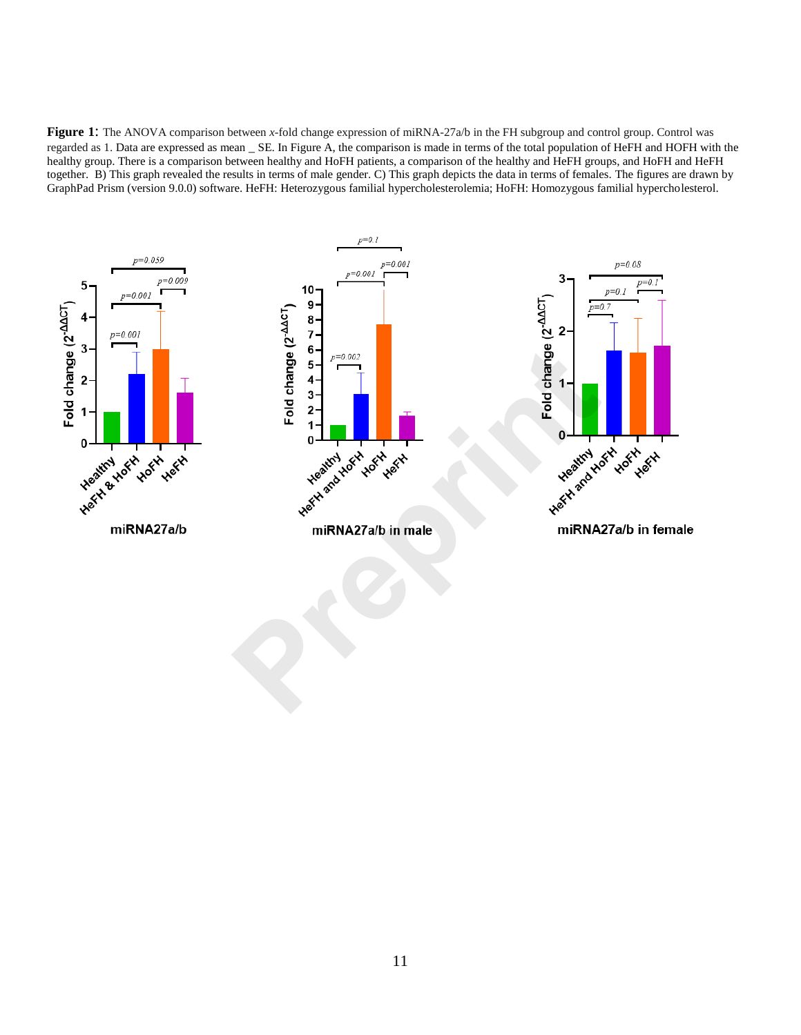**Figure 1**: The ANOVA comparison between *x*-fold change expression of miRNA-27a/b in the FH subgroup and control group. Control was regarded as 1. Data are expressed as mean _ SE. In Figure A, the comparison is made in terms of the total population of HeFH and HOFH with the healthy group. There is a comparison between healthy and HoFH patients, a comparison of the healthy and HeFH groups, and HoFH and HeFH together. B) This graph revealed the results in terms of male gender. C) This graph depicts the data in terms of females. The figures are drawn by GraphPad Prism (version 9.0.0) software. HeFH: Heterozygous familial hypercholesterolemia; HoFH: Homozygous familial hypercholesterol.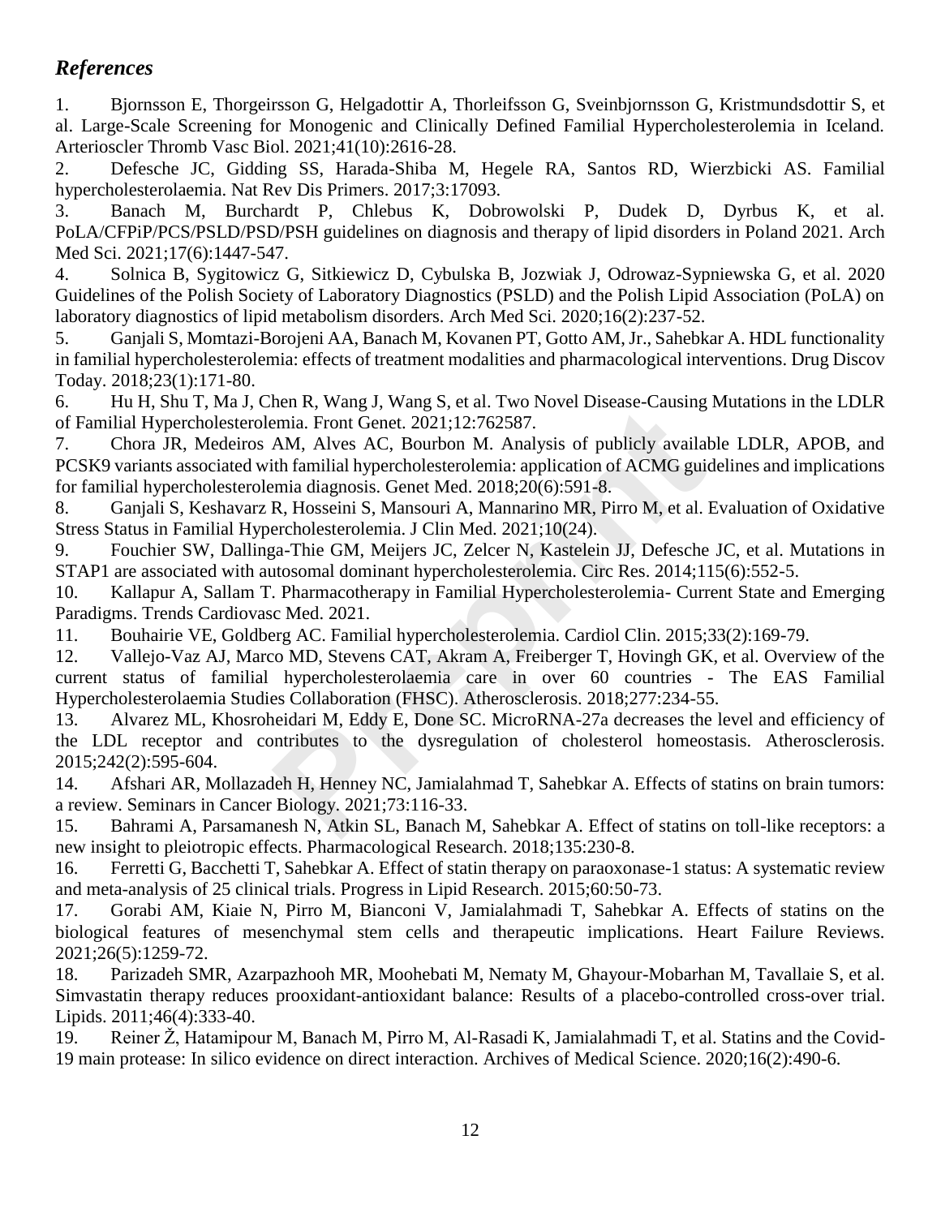## *References*

1. Bjornsson E, Thorgeirsson G, Helgadottir A, Thorleifsson G, Sveinbjornsson G, Kristmundsdottir S, et al. Large-Scale Screening for Monogenic and Clinically Defined Familial Hypercholesterolemia in Iceland. Arterioscler Thromb Vasc Biol. 2021;41(10):2616-28.
2. Defesche JC, Gidding SS, Harada-Shiba M, Hegele RA, Santos RD, Wierzbicki AS. Familial hypercholesterolaemia. Nat Rev Dis Primers. 2017;3:17093.
3. Banach M, Burchardt P, Chlebus K, Dobrowolski P, Dudek D, Dyrbus K, et al. PoLA/CFPiP/PCS/PSLD/PSD/PSH guidelines on diagnosis and therapy of lipid disorders in Poland 2021. Arch Med Sci. 2021;17(6):1447-547.
4. Solnica B, Sygitowicz G, Sitkiewicz D, Cybulska B, Jozwiak J, Odrowaz-Sypniewska G, et al. 2020 Guidelines of the Polish Society of Laboratory Diagnostics (PSLD) and the Polish Lipid Association (PoLA) on laboratory diagnostics of lipid metabolism disorders. Arch Med Sci. 2020;16(2):237-52.
5. Ganjali S, Momtazi-Borojeni AA, Banach M, Kovanen PT, Gotto AM, Jr., Sahebkar A. HDL functionality in familial hypercholesterolemia: effects of treatment modalities and pharmacological interventions. Drug Discov Today. 2018;23(1):171-80.
6. Hu H, Shu T, Ma J, Chen R, Wang J, Wang S, et al. Two Novel Disease-Causing Mutations in the LDLR of Familial Hypercholesterolemia. Front Genet. 2021;12:762587.
7. Chora JR, Medeiros AM, Alves AC, Bourbon M. Analysis of publicly available LDLR, APOB, and PCSK9 variants associated with familial hypercholesterolemia: application of ACMG guidelines and implications for familial hypercholesterolemia diagnosis. Genet Med. 2018;20(6):591-8.
8. Ganjali S, Keshavarz R, Hosseini S, Mansouri A, Mannarino MR, Pirro M, et al. Evaluation of Oxidative Stress Status in Familial Hypercholesterolemia. J Clin Med. 2021;10(24).
9. Fouchier SW, Dallinga-Thie GM, Meijers JC, Zelcer N, Kastelein JJ, Defesche JC, et al. Mutations in STAP1 are associated with autosomal dominant hypercholesterolemia. Circ Res. 2014;115(6):552-5.
10. Kallapur A, Sallam T. Pharmacotherapy in Familial Hypercholesterolemia- Current State and Emerging Paradigms. Trends Cardiovasc Med. 2021.
11. Bouhairie VE, Goldberg AC. Familial hypercholesterolemia. Cardiol Clin. 2015;33(2):169-79.
12. Vallejo-Vaz AJ, Marco MD, Stevens CAT, Akram A, Freiberger T, Hovingh GK, et al. Overview of the current status of familial hypercholesterolaemia care in over 60 countries - The EAS Familial Hypercholesterolaemia Studies Collaboration (FHSC). Atherosclerosis. 2018;277:234-55.
13. Alvarez ML, Khosroheidari M, Eddy E, Done SC. MicroRNA-27a decreases the level and efficiency of the LDL receptor and contributes to the dysregulation of cholesterol homeostasis. Atherosclerosis. 2015;242(2):595-604.
14. Afshari AR, Mollazadeh H, Henney NC, Jamialahmad T, Sahebkar A. Effects of statins on brain tumors: a review. Seminars in Cancer Biology. 2021;73:116-33.
15. Bahrami A, Parsamanesh N, Atkin SL, Banach M, Sahebkar A. Effect of statins on toll-like receptors: a new insight to pleiotropic effects. Pharmacological Research. 2018;135:230-8.
16. Ferretti G, Bacchetti T, Sahebkar A. Effect of statin therapy on paraoxonase-1 status: A systematic review and meta-analysis of 25 clinical trials. Progress in Lipid Research. 2015;60:50-73.
17. Gorabi AM, Kiaie N, Pirro M, Bianconi V, Jamialahmadi T, Sahebkar A. Effects of statins on the biological features of mesenchymal stem cells and therapeutic implications. Heart Failure Reviews. 2021;26(5):1259-72.
18. Parizadeh SMR, Azarpazhooh MR, Moohebati M, Nematy M, Ghayour-Mobarhan M, Tavallaie S, et al. Simvastatin therapy reduces prooxidant-antioxidant balance: Results of a placebo-controlled cross-over trial. Lipids. 2011;46(4):333-40.
19. Reiner Ž, Hatamipour M, Banach M, Pirro M, Al-Rasadi K, Jamialahmadi T, et al. Statins and the Covid-19 main protease: In silico evidence on direct interaction. Archives of Medical Science. 2020;16(2):490-6.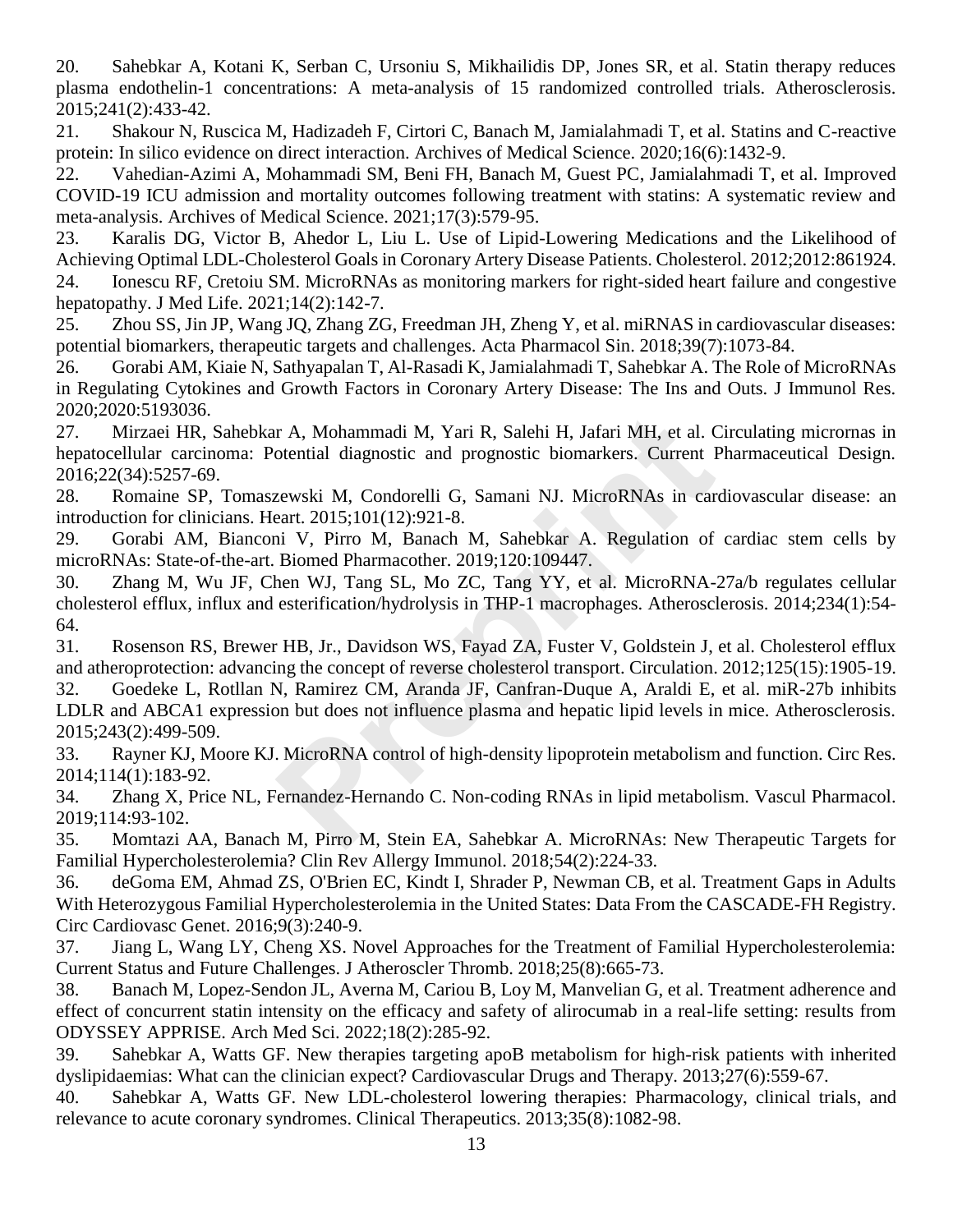20. Sahebkar A, Kotani K, Serban C, Ursoniu S, Mikhailidis DP, Jones SR, et al. Statin therapy reduces plasma endothelin-1 concentrations: A meta-analysis of 15 randomized controlled trials. Atherosclerosis. 2015;241(2):433-42.
21. Shakour N, Ruscica M, Hadizadeh F, Cirtori C, Banach M, Jamialahmadi T, et al. Statins and C-reactive protein: In silico evidence on direct interaction. Archives of Medical Science. 2020;16(6):1432-9.
22. Vahedian-Azimi A, Mohammadi SM, Beni FH, Banach M, Guest PC, Jamialahmadi T, et al. Improved COVID-19 ICU admission and mortality outcomes following treatment with statins: A systematic review and meta-analysis. Archives of Medical Science. 2021;17(3):579-95.
23. Karalis DG, Victor B, Ahedor L, Liu L. Use of Lipid-Lowering Medications and the Likelihood of Achieving Optimal LDL-Cholesterol Goals in Coronary Artery Disease Patients. Cholesterol. 2012;2012:861924.
24. Ionescu RF, Cretoiu SM. MicroRNAs as monitoring markers for right-sided heart failure and congestive hepatopathy. J Med Life. 2021;14(2):142-7.
25. Zhou SS, Jin JP, Wang JQ, Zhang ZG, Freedman JH, Zheng Y, et al. miRNAS in cardiovascular diseases: potential biomarkers, therapeutic targets and challenges. Acta Pharmacol Sin. 2018;39(7):1073-84.
26. Gorabi AM, Kiaie N, Sathyapalan T, Al-Rasadi K, Jamialahmadi T, Sahebkar A. The Role of MicroRNAs in Regulating Cytokines and Growth Factors in Coronary Artery Disease: The Ins and Outs. J Immunol Res. 2020;2020:5193036.
27. Mirzaei HR, Sahebkar A, Mohammadi M, Yari R, Salehi H, Jafari MH, et al. Circulating micrornas in hepatocellular carcinoma: Potential diagnostic and prognostic biomarkers. Current Pharmaceutical Design. 2016;22(34):5257-69.
28. Romaine SP, Tomaszewski M, Condorelli G, Samani NJ. MicroRNAs in cardiovascular disease: an introduction for clinicians. Heart. 2015;101(12):921-8.
29. Gorabi AM, Bianconi V, Pirro M, Banach M, Sahebkar A. Regulation of cardiac stem cells by microRNAs: State-of-the-art. Biomed Pharmacother. 2019;120:109447.
30. Zhang M, Wu JF, Chen WJ, Tang SL, Mo ZC, Tang YY, et al. MicroRNA-27a/b regulates cellular cholesterol efflux, influx and esterification/hydrolysis in THP-1 macrophages. Atherosclerosis. 2014;234(1):54-64.
31. Rosenson RS, Brewer HB, Jr., Davidson WS, Fayad ZA, Fuster V, Goldstein J, et al. Cholesterol efflux and atheroprotection: advancing the concept of reverse cholesterol transport. Circulation. 2012;125(15):1905-19.
32. Goedeke L, Rotllan N, Ramirez CM, Aranda JF, Canfran-Duque A, Araldi E, et al. miR-27b inhibits LDLR and ABCA1 expression but does not influence plasma and hepatic lipid levels in mice. Atherosclerosis. 2015;243(2):499-509.
33. Rayner KJ, Moore KJ. MicroRNA control of high-density lipoprotein metabolism and function. Circ Res. 2014;114(1):183-92.
34. Zhang X, Price NL, Fernandez-Hernando C. Non-coding RNAs in lipid metabolism. Vascul Pharmacol. 2019;114:93-102.
35. Momtazi AA, Banach M, Pirro M, Stein EA, Sahebkar A. MicroRNAs: New Therapeutic Targets for Familial Hypercholesterolemia? Clin Rev Allergy Immunol. 2018;54(2):224-33.
36. deGoma EM, Ahmad ZS, O'Brien EC, Kindt I, Shrader P, Newman CB, et al. Treatment Gaps in Adults With Heterozygous Familial Hypercholesterolemia in the United States: Data From the CASCADE-FH Registry. Circ Cardiovasc Genet. 2016;9(3):240-9.
37. Jiang L, Wang LY, Cheng XS. Novel Approaches for the Treatment of Familial Hypercholesterolemia: Current Status and Future Challenges. J Atheroscler Thromb. 2018;25(8):665-73.
38. Banach M, Lopez-Sendon JL, Averna M, Cariou B, Loy M, Manvelian G, et al. Treatment adherence and effect of concurrent statin intensity on the efficacy and safety of alirocumab in a real-life setting: results from ODYSSEY APPRISE. Arch Med Sci. 2022;18(2):285-92.
39. Sahebkar A, Watts GF. New therapies targeting apoB metabolism for high-risk patients with inherited dyslipidaemias: What can the clinician expect? Cardiovascular Drugs and Therapy. 2013;27(6):559-67.
40. Sahebkar A, Watts GF. New LDL-cholesterol lowering therapies: Pharmacology, clinical trials, and relevance to acute coronary syndromes. Clinical Therapeutics. 2013;35(8):1082-98.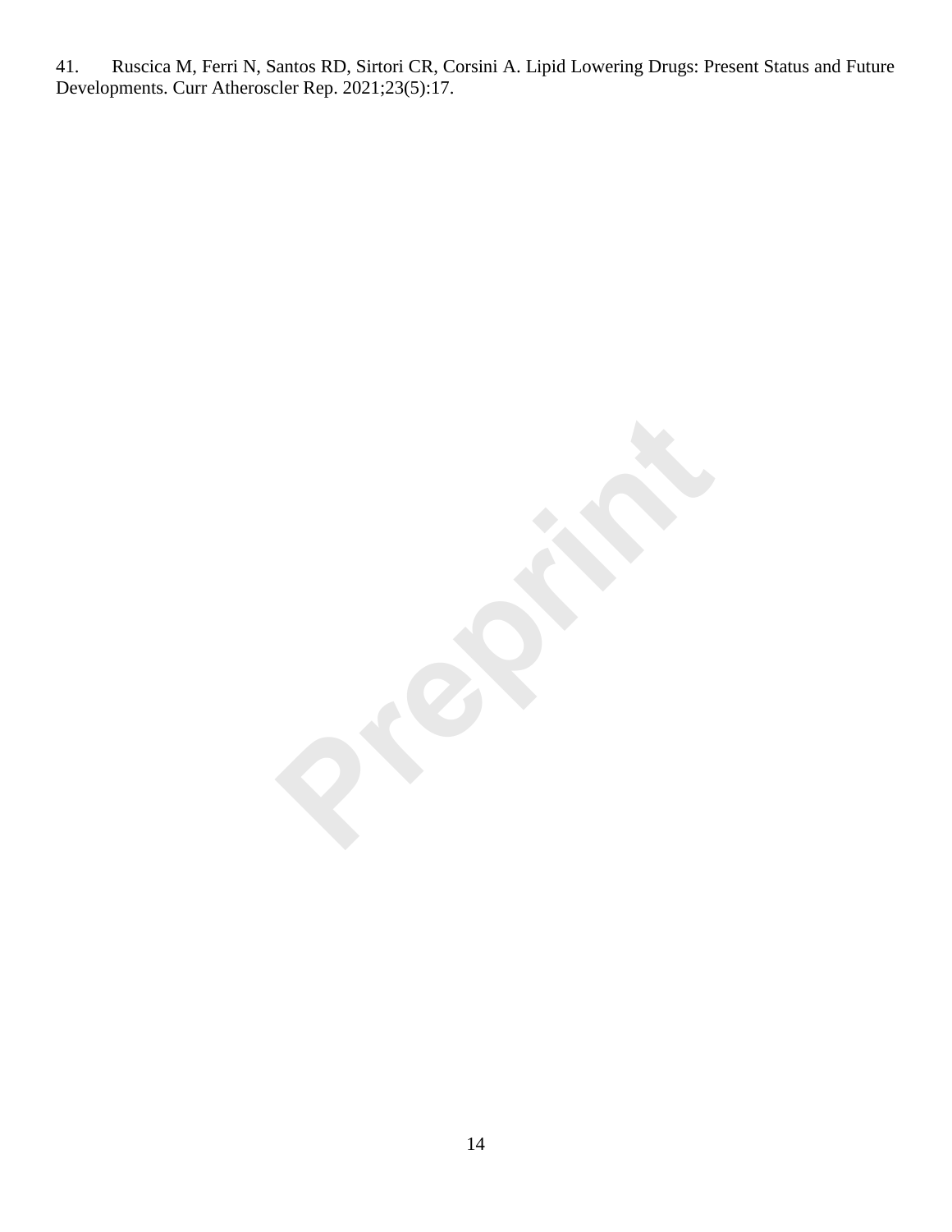41. Ruscica M, Ferri N, Santos RD, Sirtori CR, Corsini A. Lipid Lowering Drugs: Present Status and Future Developments. Curr Atheroscler Rep. 2021;23(5):17.